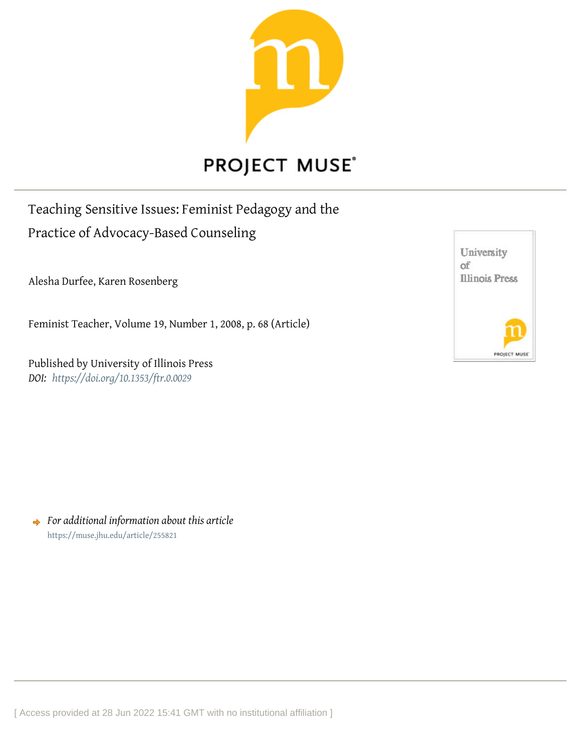# Teaching Sensitive Issues: Feminist Pedagogy and the Practice of Advocacy-Based Counseling

Alesha Durfee, Karen Rosenberg

Feminist Teacher, Volume 19, Number 1, 2008, p. 68 (Article)

Published by University of Illinois Press

*DOI: https://doi.org/10.1353/ftr.0.0029*

*For additional information about this article*

https://muse.jhu.edu/article/255821

[ Access provided at 28 Jun 2022 15:41 GMT with no institutional affiliation ]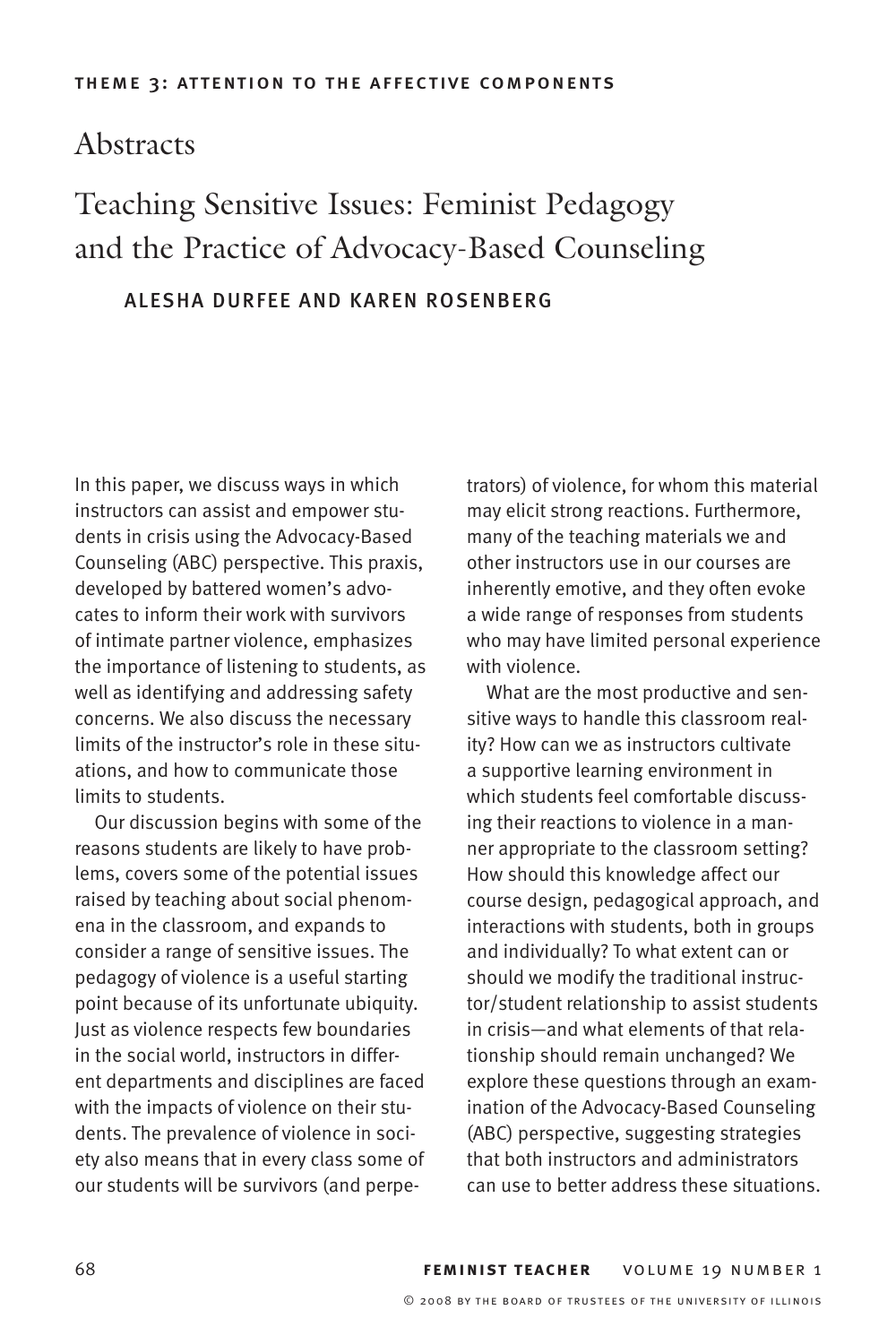THEME 3: ATTENTION TO THE AFFECTIVE COMPONENTS

# Abstracts

## Teaching Sensitive Issues: Feminist Pedagogy and the Practice of Advocacy-Based Counseling

ALESHA DURFEE AND KAREN ROSENBERG

In this paper, we discuss ways in which instructors can assist and empower students in crisis using the Advocacy-Based Counseling (ABC) perspective. This praxis, developed by battered women's advocates to inform their work with survivors of intimate partner violence, emphasizes the importance of listening to students, as well as identifying and addressing safety concerns. We also discuss the necessary limits of the instructor's role in these situations, and how to communicate those limits to students.

Our discussion begins with some of the reasons students are likely to have problems, covers some of the potential issues raised by teaching about social phenomena in the classroom, and expands to consider a range of sensitive issues. The pedagogy of violence is a useful starting point because of its unfortunate ubiquity. Just as violence respects few boundaries in the social world, instructors in different departments and disciplines are faced with the impacts of violence on their students. The prevalence of violence in society also means that in every class some of our students will be survivors (and perpetrators) of violence, for whom this material may elicit strong reactions. Furthermore, many of the teaching materials we and other instructors use in our courses are inherently emotive, and they often evoke a wide range of responses from students who may have limited personal experience with violence.

What are the most productive and sensitive ways to handle this classroom reality? How can we as instructors cultivate a supportive learning environment in which students feel comfortable discussing their reactions to violence in a manner appropriate to the classroom setting? How should this knowledge affect our course design, pedagogical approach, and interactions with students, both in groups and individually? To what extent can or should we modify the traditional instructor/student relationship to assist students in crisis—and what elements of that relationship should remain unchanged? We explore these questions through an examination of the Advocacy-Based Counseling (ABC) perspective, suggesting strategies that both instructors and administrators can use to better address these situations.